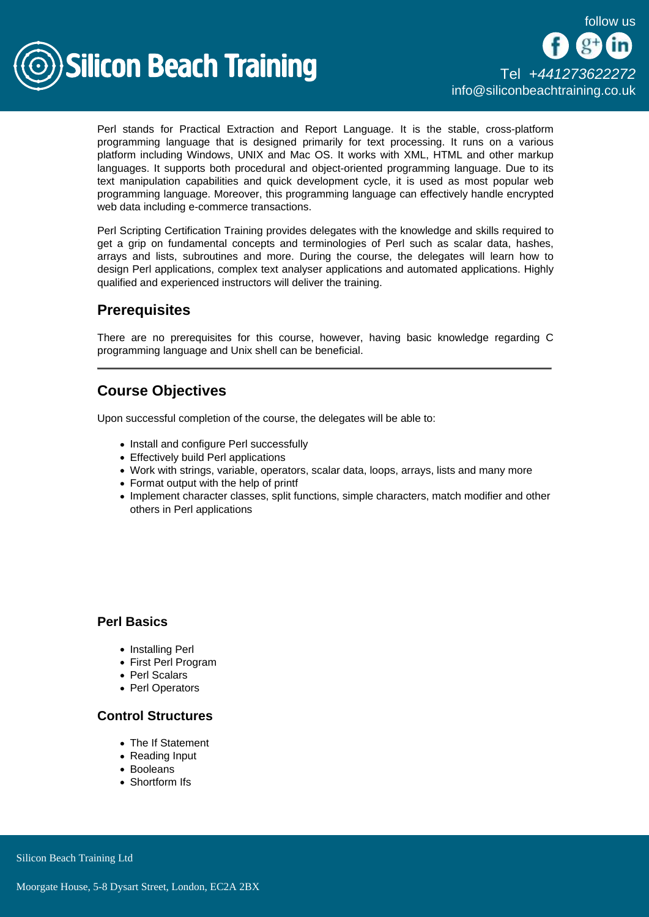Perl stands for Practical Extraction and Report Language. It is the stable, cross-platform programming language that is designed primarily for text processing. It runs on a various platform including Windows, UNIX and Mac OS. It works with XML, HTML and other markup languages. It supports both procedural and object-oriented programming language. Due to its text manipulation capabilities and quick development cycle, it is used as most popular web programming language. Moreover, this programming language can effectively handle encrypted web data including e-commerce transactions.

Perl Scripting Certification Training provides delegates with the knowledge and skills required to get a grip on fundamental concepts and terminologies of Perl such as scalar data, hashes, arrays and lists, subroutines and more. During the course, the delegates will learn how to design Perl applications, complex text analyser applications and automated applications. Highly qualified and experienced instructors will deliver the training.

## Prerequisites

There are no prerequisites for this course, however, having basic knowledge regarding C programming language and Unix shell can be beneficial.

---

## Course Objectives

Upon successful completion of the course, the delegates will be able to:

- Install and configure Perl successfully
- Effectively build Perl applications
- Work with strings, variable, operators, scalar data, loops, arrays, lists and many more
- Format output with the help of printf
- Implement character classes, split functions, simple characters, match modifier and other others in Perl applications

### Perl Basics

- Installing Perl
- First Perl Program
- Perl Scalars
- Perl Operators

### Control Structures

- The If Statement
- Reading Input
- Booleans
- Shortform Ifs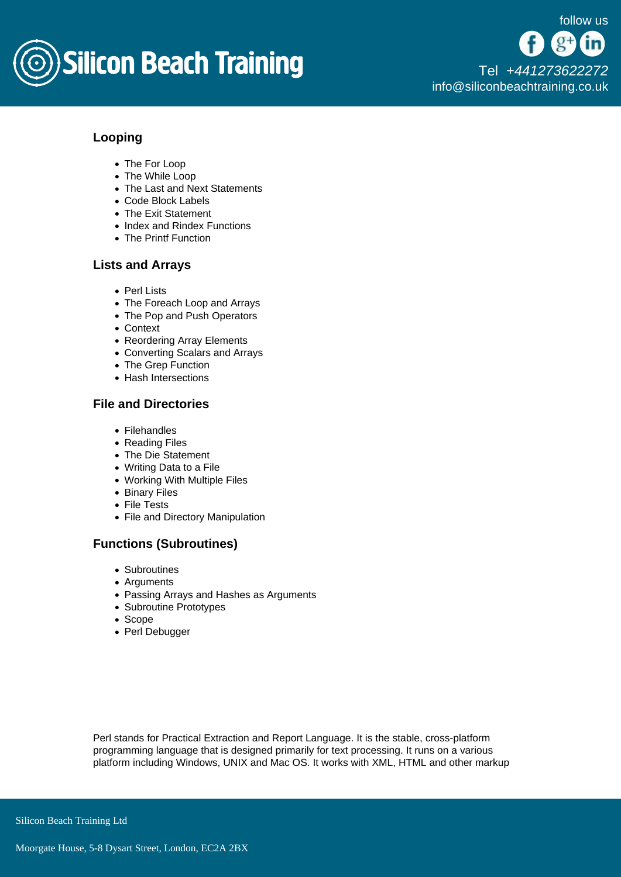### Looping

- The For Loop
- The While Loop
- The Last and Next Statements
- Code Block Labels
- The Exit Statement
- Index and Rindex Functions
- The Printf Function

### Lists and Arrays

- Perl Lists
- The Foreach Loop and Arrays
- The Pop and Push Operators
- Context
- Reordering Array Elements
- Converting Scalars and Arrays
- The Grep Function
- Hash Intersections

### File and Directories

- Filehandles
- Reading Files
- The Die Statement
- Writing Data to a File
- Working With Multiple Files
- Binary Files
- File Tests
- File and Directory Manipulation

### Functions (Subroutines)

- Subroutines
- Arguments
- Passing Arrays and Hashes as Arguments
- Subroutine Prototypes
- Scope
- Perl Debugger

Perl stands for Practical Extraction and Report Language. It is the stable, cross-platform programming language that is designed primarily for text processing. It runs on a various platform including Windows, UNIX and Mac OS. It works with XML, HTML and other markup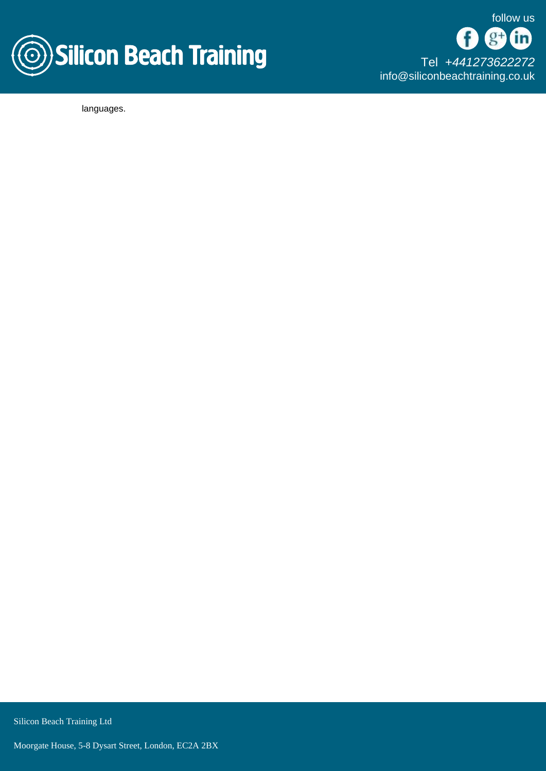languages.